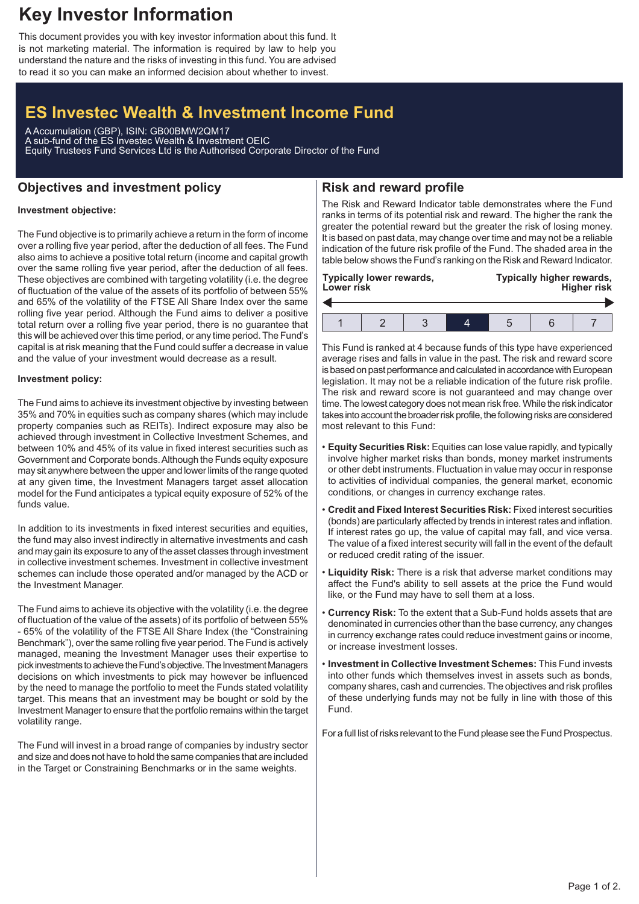# Key Investor Information

This document provides you with key investor information about this fund. It is not marketing material. The information is required by law to help you understand the nature and the risks of investing in this fund. You are advised to read it so you can make an informed decision about whether to invest.

# ES Investec Wealth & Investment Income Fund

A Accumulation (GBP), ISIN: GB00BMW2QM17
A sub-fund of the ES Investec Wealth & Investment OEIC
Equity Trustees Fund Services Ltd is the Authorised Corporate Director of the Fund

## Objectives and investment policy

**Investment objective:**

The Fund objective is to primarily achieve a return in the form of income over a rolling five year period, after the deduction of all fees. The Fund also aims to achieve a positive total return (income and capital growth over the same rolling five year period, after the deduction of all fees. These objectives are combined with targeting volatility (i.e. the degree of fluctuation of the value of the assets of its portfolio of between 55% and 65% of the volatility of the FTSE All Share Index over the same rolling five year period. Although the Fund aims to deliver a positive total return over a rolling five year period, there is no guarantee that this will be achieved over this time period, or any time period. The Fund's capital is at risk meaning that the Fund could suffer a decrease in value and the value of your investment would decrease as a result.

**Investment policy:**

The Fund aims to achieve its investment objective by investing between 35% and 70% in equities such as company shares (which may include property companies such as REITs). Indirect exposure may also be achieved through investment in Collective Investment Schemes, and between 10% and 45% of its value in fixed interest securities such as Government and Corporate bonds. Although the Funds equity exposure may sit anywhere between the upper and lower limits of the range quoted at any given time, the Investment Managers target asset allocation model for the Fund anticipates a typical equity exposure of 52% of the funds value.

In addition to its investments in fixed interest securities and equities, the fund may also invest indirectly in alternative investments and cash and may gain its exposure to any of the asset classes through investment in collective investment schemes. Investment in collective investment schemes can include those operated and/or managed by the ACD or the Investment Manager.

The Fund aims to achieve its objective with the volatility (i.e. the degree of fluctuation of the value of the assets) of its portfolio of between 55% - 65% of the volatility of the FTSE All Share Index (the "Constraining Benchmark"), over the same rolling five year period. The Fund is actively managed, meaning the Investment Manager uses their expertise to pick investments to achieve the Fund's objective. The Investment Managers decisions on which investments to pick may however be influenced by the need to manage the portfolio to meet the Funds stated volatility target. This means that an investment may be bought or sold by the Investment Manager to ensure that the portfolio remains within the target volatility range.

The Fund will invest in a broad range of companies by industry sector and size and does not have to hold the same companies that are included in the Target or Constraining Benchmarks or in the same weights.

## Risk and reward profile

The Risk and Reward Indicator table demonstrates where the Fund ranks in terms of its potential risk and reward. The higher the rank the greater the potential reward but the greater the risk of losing money. It is based on past data, may change over time and may not be a reliable indication of the future risk profile of the Fund. The shaded area in the table below shows the Fund's ranking on the Risk and Reward Indicator.

Typically lower rewards, Lower risk — Typically higher rewards, Higher risk

| 1 | 2 | 3 | **4** | 5 | 6 | 7 |
|---|---|---|---|---|---|---|

This Fund is ranked at 4 because funds of this type have experienced average rises and falls in value in the past. The risk and reward score is based on past performance and calculated in accordance with European legislation. It may not be a reliable indication of the future risk profile. The risk and reward score is not guaranteed and may change over time. The lowest category does not mean risk free. While the risk indicator takes into account the broader risk profile, the following risks are considered most relevant to this Fund:

- **Equity Securities Risk:** Equities can lose value rapidly, and typically involve higher market risks than bonds, money market instruments or other debt instruments. Fluctuation in value may occur in response to activities of individual companies, the general market, economic conditions, or changes in currency exchange rates.
- **Credit and Fixed Interest Securities Risk:** Fixed interest securities (bonds) are particularly affected by trends in interest rates and inflation. If interest rates go up, the value of capital may fall, and vice versa. The value of a fixed interest security will fall in the event of the default or reduced credit rating of the issuer.
- **Liquidity Risk:** There is a risk that adverse market conditions may affect the Fund's ability to sell assets at the price the Fund would like, or the Fund may have to sell them at a loss.
- **Currency Risk:** To the extent that a Sub-Fund holds assets that are denominated in currencies other than the base currency, any changes in currency exchange rates could reduce investment gains or income, or increase investment losses.
- **Investment in Collective Investment Schemes:** This Fund invests into other funds which themselves invest in assets such as bonds, company shares, cash and currencies. The objectives and risk profiles of these underlying funds may not be fully in line with those of this Fund.

For a full list of risks relevant to the Fund please see the Fund Prospectus.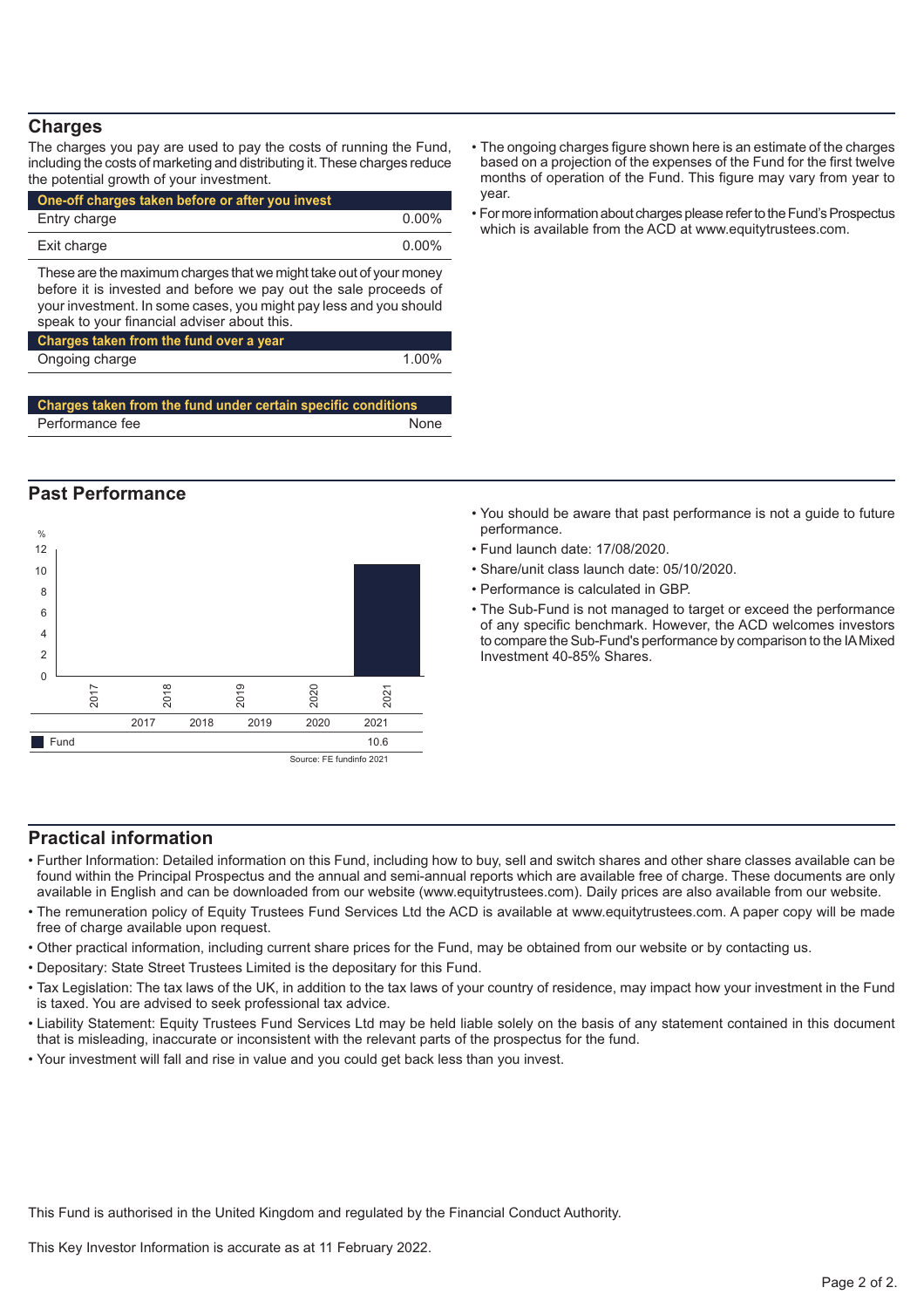## Charges

The charges you pay are used to pay the costs of running the Fund, including the costs of marketing and distributing it. These charges reduce the potential growth of your investment.

| One-off charges taken before or after you invest | |
|---|---|
| Entry charge | 0.00% |
| Exit charge | 0.00% |

These are the maximum charges that we might take out of your money before it is invested and before we pay out the sale proceeds of your investment. In some cases, you might pay less and you should speak to your financial adviser about this.

| Charges taken from the fund over a year | |
|---|---|
| Ongoing charge | 1.00% |

| Charges taken from the fund under certain specific conditions | |
|---|---|
| Performance fee | None |

- The ongoing charges figure shown here is an estimate of the charges based on a projection of the expenses of the Fund for the first twelve months of operation of the Fund. This figure may vary from year to year.
- For more information about charges please refer to the Fund's Prospectus which is available from the ACD at www.equitytrustees.com.

## Past Performance

%

12

10

8

6

4

2

0

2017 2018 2019 2020 2021

2017 2018 2019 2020 2021

Fund 10.6

Source: FE fundinfo 2021

- You should be aware that past performance is not a guide to future performance.
- Fund launch date: 17/08/2020.
- Share/unit class launch date: 05/10/2020.
- Performance is calculated in GBP.
- The Sub-Fund is not managed to target or exceed the performance of any specific benchmark. However, the ACD welcomes investors to compare the Sub-Fund's performance by comparison to the IA Mixed Investment 40-85% Shares.

## Practical information

- Further Information: Detailed information on this Fund, including how to buy, sell and switch shares and other share classes available can be found within the Principal Prospectus and the annual and semi-annual reports which are available free of charge. These documents are only available in English and can be downloaded from our website (www.equitytrustees.com). Daily prices are also available from our website.
- The remuneration policy of Equity Trustees Fund Services Ltd the ACD is available at www.equitytrustees.com. A paper copy will be made free of charge available upon request.
- Other practical information, including current share prices for the Fund, may be obtained from our website or by contacting us.
- Depositary: State Street Trustees Limited is the depositary for this Fund.
- Tax Legislation: The tax laws of the UK, in addition to the tax laws of your country of residence, may impact how your investment in the Fund is taxed. You are advised to seek professional tax advice.
- Liability Statement: Equity Trustees Fund Services Ltd may be held liable solely on the basis of any statement contained in this document that is misleading, inaccurate or inconsistent with the relevant parts of the prospectus for the fund.
- Your investment will fall and rise in value and you could get back less than you invest.

This Fund is authorised in the United Kingdom and regulated by the Financial Conduct Authority.

This Key Investor Information is accurate as at 11 February 2022.